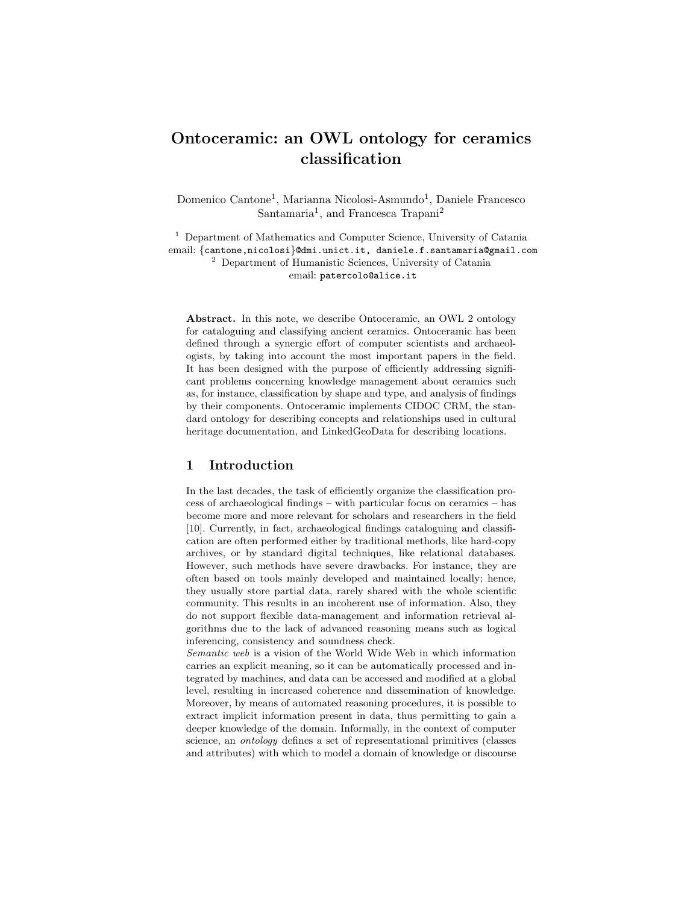# Ontoceramic: an OWL ontology for ceramics classification

Domenico Cantone[1], Marianna Nicolosi-Asmundo[1], Daniele Francesco Santamaria[1], and Francesca Trapani[2]

[1] Department of Mathematics and Computer Science, University of Catania
email: {cantone,nicolosi}@dmi.unict.it, daniele.f.santamaria@gmail.com

[2] Department of Humanistic Sciences, University of Catania
email: patercolo@alice.it

**Abstract.** In this note, we describe Ontoceramic, an OWL 2 ontology for cataloguing and classifying ancient ceramics. Ontoceramic has been defined through a synergic effort of computer scientists and archaeologists, by taking into account the most important papers in the field. It has been designed with the purpose of efficiently addressing significant problems concerning knowledge management about ceramics such as, for instance, classification by shape and type, and analysis of findings by their components. Ontoceramic implements CIDOC CRM, the standard ontology for describing concepts and relationships used in cultural heritage documentation, and LinkedGeoData for describing locations.

## 1 Introduction

In the last decades, the task of efficiently organize the classification process of archaeological findings – with particular focus on ceramics – has become more and more relevant for scholars and researchers in the field [10]. Currently, in fact, archaeological findings cataloguing and classification are often performed either by traditional methods, like hard-copy archives, or by standard digital techniques, like relational databases. However, such methods have severe drawbacks. For instance, they are often based on tools mainly developed and maintained locally; hence, they usually store partial data, rarely shared with the whole scientific community. This results in an incoherent use of information. Also, they do not support flexible data-management and information retrieval algorithms due to the lack of advanced reasoning means such as logical inferencing, consistency and soundness check.

*Semantic web* is a vision of the World Wide Web in which information carries an explicit meaning, so it can be automatically processed and integrated by machines, and data can be accessed and modified at a global level, resulting in increased coherence and dissemination of knowledge. Moreover, by means of automated reasoning procedures, it is possible to extract implicit information present in data, thus permitting to gain a deeper knowledge of the domain. Informally, in the context of computer science, an *ontology* defines a set of representational primitives (classes and attributes) with which to model a domain of knowledge or discourse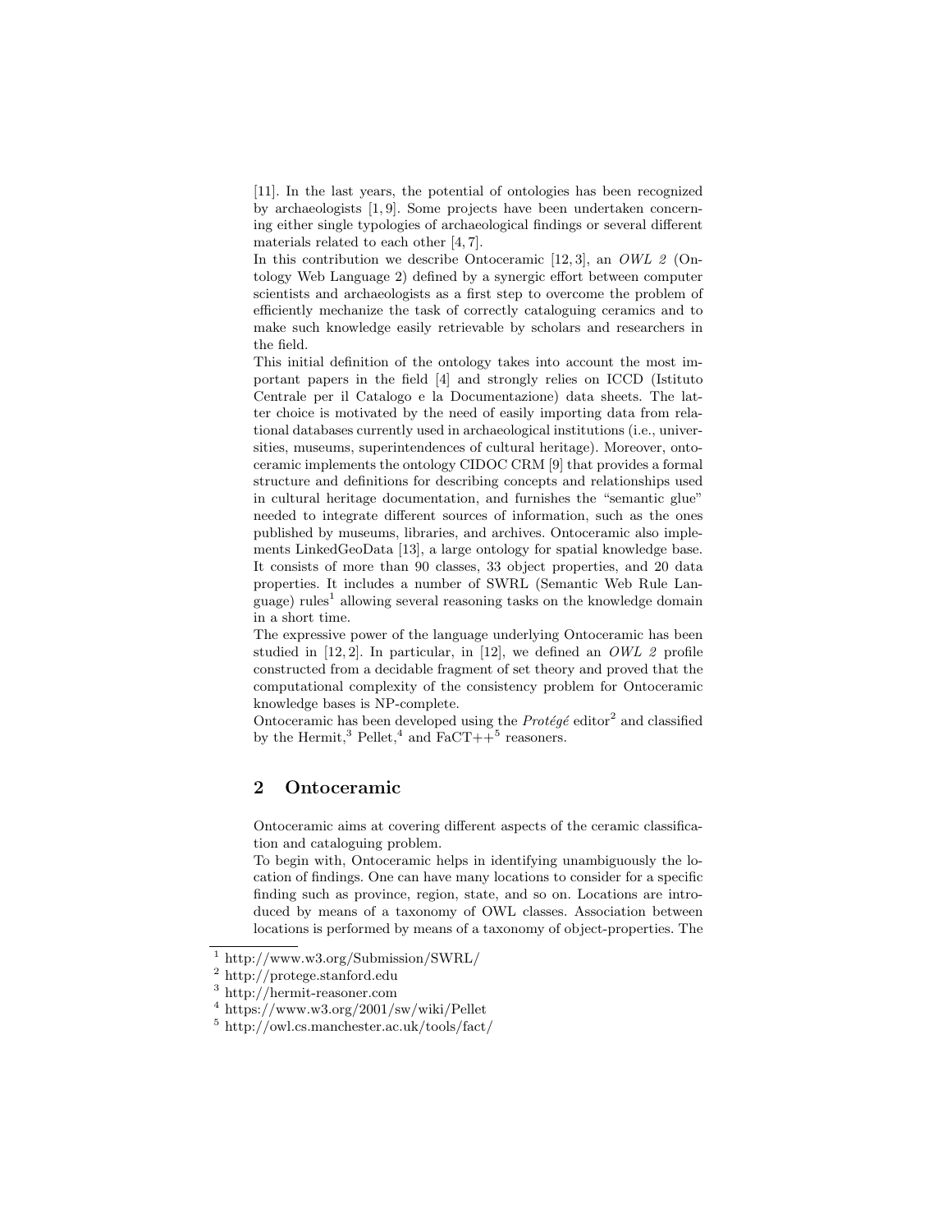[11]. In the last years, the potential of ontologies has been recognized by archaeologists [1, 9]. Some projects have been undertaken concerning either single typologies of archaeological findings or several different materials related to each other [4, 7].

In this contribution we describe Ontoceramic [12, 3], an *OWL 2* (Ontology Web Language 2) defined by a synergic effort between computer scientists and archaeologists as a first step to overcome the problem of efficiently mechanize the task of correctly cataloguing ceramics and to make such knowledge easily retrievable by scholars and researchers in the field.

This initial definition of the ontology takes into account the most important papers in the field [4] and strongly relies on ICCD (Istituto Centrale per il Catalogo e la Documentazione) data sheets. The latter choice is motivated by the need of easily importing data from relational databases currently used in archaeological institutions (i.e., universities, museums, superintendences of cultural heritage). Moreover, ontoceramic implements the ontology CIDOC CRM [9] that provides a formal structure and definitions for describing concepts and relationships used in cultural heritage documentation, and furnishes the "semantic glue" needed to integrate different sources of information, such as the ones published by museums, libraries, and archives. Ontoceramic also implements LinkedGeoData [13], a large ontology for spatial knowledge base. It consists of more than 90 classes, 33 object properties, and 20 data properties. It includes a number of SWRL (Semantic Web Rule Language) rules[1] allowing several reasoning tasks on the knowledge domain in a short time.

The expressive power of the language underlying Ontoceramic has been studied in [12, 2]. In particular, in [12], we defined an *OWL 2* profile constructed from a decidable fragment of set theory and proved that the computational complexity of the consistency problem for Ontoceramic knowledge bases is NP-complete.

Ontoceramic has been developed using the *Protégé* editor[2] and classified by the Hermit,[3] Pellet,[4] and FaCT++[5] reasoners.

## 2 Ontoceramic

Ontoceramic aims at covering different aspects of the ceramic classification and cataloguing problem.

To begin with, Ontoceramic helps in identifying unambiguously the location of findings. One can have many locations to consider for a specific finding such as province, region, state, and so on. Locations are introduced by means of a taxonomy of OWL classes. Association between locations is performed by means of a taxonomy of object-properties. The

[1] http://www.w3.org/Submission/SWRL/

[2] http://protege.stanford.edu

[3] http://hermit-reasoner.com

[4] https://www.w3.org/2001/sw/wiki/Pellet

[5] http://owl.cs.manchester.ac.uk/tools/fact/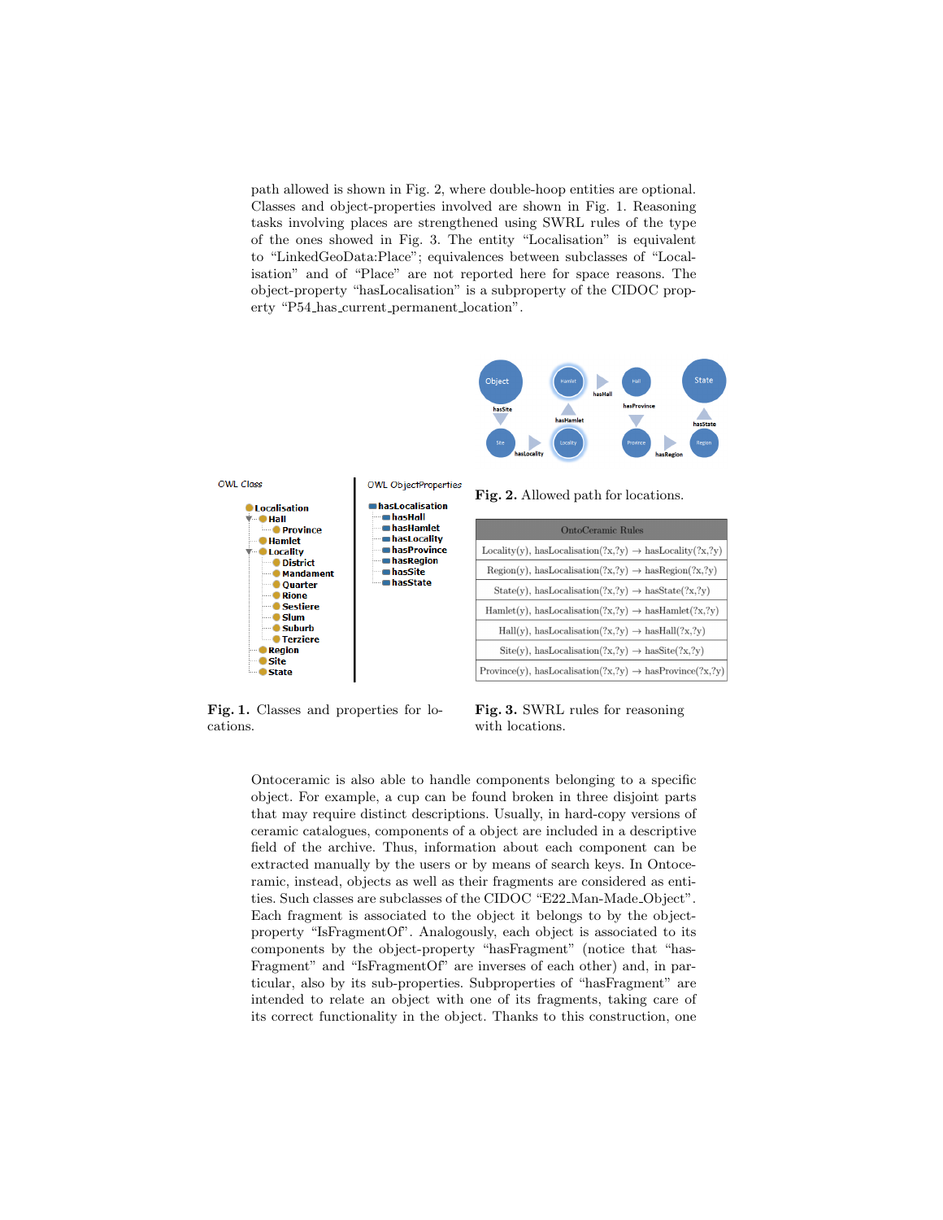path allowed is shown in Fig. 2, where double-hoop entities are optional. Classes and object-properties involved are shown in Fig. 1. Reasoning tasks involving places are strengthened using SWRL rules of the type of the ones showed in Fig. 3. The entity "Localisation" is equivalent to "LinkedGeoData:Place"; equivalences between subclasses of "Localisation" and of "Place" are not reported here for space reasons. The object-property "hasLocalisation" is a subproperty of the CIDOC property "P54_has_current_permanent_location".

**Fig. 2.** Allowed path for locations.

OWL Class

- Localisation
  - Hall
    - Province
  - Hamlet
  - Locality
    - District
    - Mandament
    - Quarter
    - Rione
    - Sestiere
    - Slum
    - Suburb
    - Terziere
  - Region
  - Site
  - State

OWL ObjectProperties

- hasLocalisation
  - hasHall
  - hasHamlet
  - hasLocality
  - hasProvince
  - hasRegion
  - hasSite
  - hasState

**Fig. 1.** Classes and properties for locations.

| OntoCeramic Rules |
|---|
| Locality(y), hasLocalisation(?x,?y) → hasLocality(?x,?y) |
| Region(y), hasLocalisation(?x,?y) → hasRegion(?x,?y) |
| State(y), hasLocalisation(?x,?y) → hasState(?x,?y) |
| Hamlet(y), hasLocalisation(?x,?y) → hasHamlet(?x,?y) |
| Hall(y), hasLocalisation(?x,?y) → hasHall(?x,?y) |
| Site(y), hasLocalisation(?x,?y) → hasSite(?x,?y) |
| Province(y), hasLocalisation(?x,?y) → hasProvince(?x,?y) |

**Fig. 3.** SWRL rules for reasoning with locations.

Ontoceramic is also able to handle components belonging to a specific object. For example, a cup can be found broken in three disjoint parts that may require distinct descriptions. Usually, in hard-copy versions of ceramic catalogues, components of a object are included in a descriptive field of the archive. Thus, information about each component can be extracted manually by the users or by means of search keys. In Ontoceramic, instead, objects as well as their fragments are considered as entities. Such classes are subclasses of the CIDOC "E22_Man-Made_Object". Each fragment is associated to the object it belongs to by the object-property "IsFragmentOf". Analogously, each object is associated to its components by the object-property "hasFragment" (notice that "hasFragment" and "IsFragmentOf" are inverses of each other) and, in particular, also by its sub-properties. Subproperties of "hasFragment" are intended to relate an object with one of its fragments, taking care of its correct functionality in the object. Thanks to this construction, one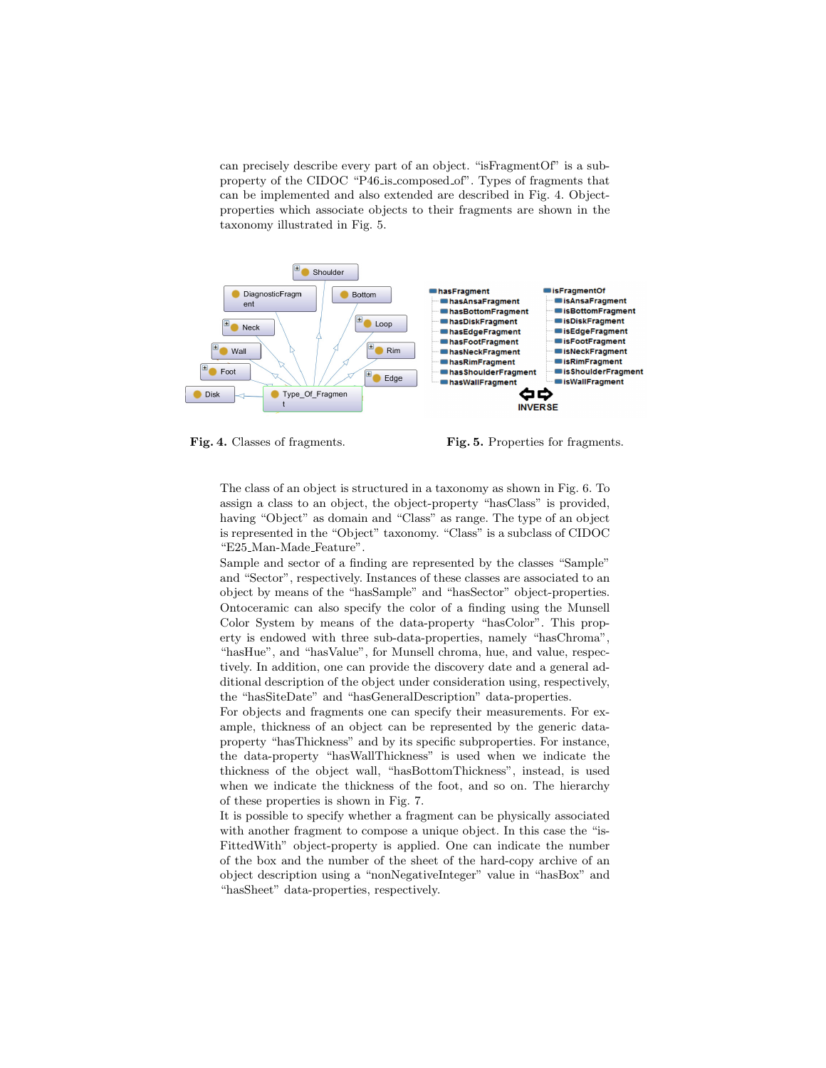can precisely describe every part of an object. "isFragmentOf" is a sub-property of the CIDOC "P46_is_composed_of". Types of fragments that can be implemented and also extended are described in Fig. 4. Object-properties which associate objects to their fragments are shown in the taxonomy illustrated in Fig. 5.

**Fig. 4.** Classes of fragments.

**Fig. 5.** Properties for fragments.

The class of an object is structured in a taxonomy as shown in Fig. 6. To assign a class to an object, the object-property "hasClass" is provided, having "Object" as domain and "Class" as range. The type of an object is represented in the "Object" taxonomy. "Class" is a subclass of CIDOC "E25_Man-Made_Feature".

Sample and sector of a finding are represented by the classes "Sample" and "Sector", respectively. Instances of these classes are associated to an object by means of the "hasSample" and "hasSector" object-properties. Ontoceramic can also specify the color of a finding using the Munsell Color System by means of the data-property "hasColor". This property is endowed with three sub-data-properties, namely "hasChroma", "hasHue", and "hasValue", for Munsell chroma, hue, and value, respectively. In addition, one can provide the discovery date and a general additional description of the object under consideration using, respectively, the "hasSiteDate" and "hasGeneralDescription" data-properties.

For objects and fragments one can specify their measurements. For example, thickness of an object can be represented by the generic data-property "hasThickness" and by its specific subproperties. For instance, the data-property "hasWallThickness" is used when we indicate the thickness of the object wall, "hasBottomThickness", instead, is used when we indicate the thickness of the foot, and so on. The hierarchy of these properties is shown in Fig. 7.

It is possible to specify whether a fragment can be physically associated with another fragment to compose a unique object. In this case the "isFittedWith" object-property is applied. One can indicate the number of the box and the number of the sheet of the hard-copy archive of an object description using a "nonNegativeInteger" value in "hasBox" and "hasSheet" data-properties, respectively.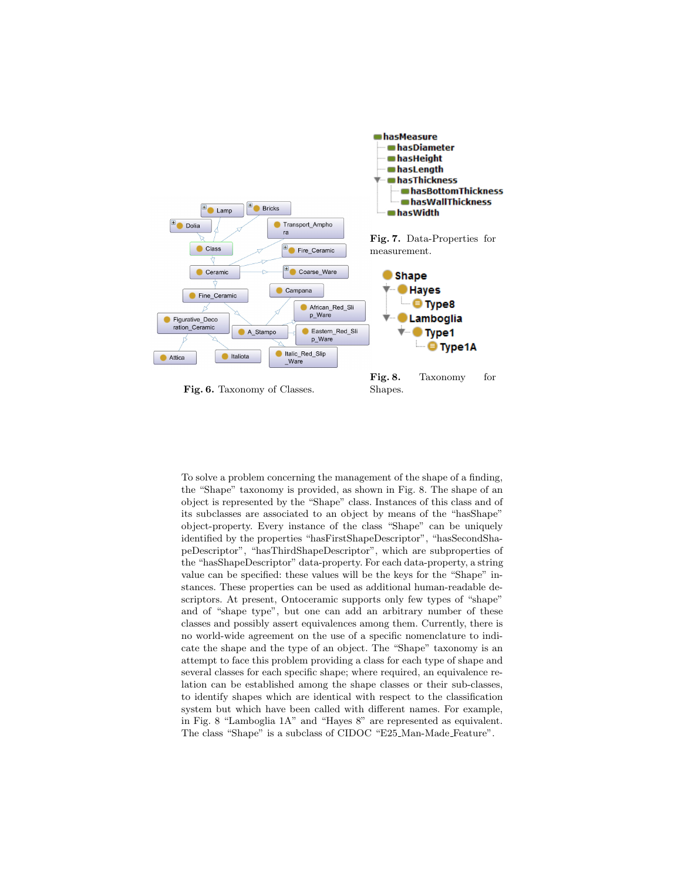Fig. 6. Taxonomy of Classes.

Fig. 7. Data-Properties for measurement.

Fig. 8. Taxonomy for Shapes.

To solve a problem concerning the management of the shape of a finding, the "Shape" taxonomy is provided, as shown in Fig. 8. The shape of an object is represented by the "Shape" class. Instances of this class and of its subclasses are associated to an object by means of the "hasShape" object-property. Every instance of the class "Shape" can be uniquely identified by the properties "hasFirstShapeDescriptor", "hasSecondShapeDescriptor", "hasThirdShapeDescriptor", which are subproperties of the "hasShapeDescriptor" data-property. For each data-property, a string value can be specified: these values will be the keys for the "Shape" instances. These properties can be used as additional human-readable descriptors. At present, Ontoceramic supports only few types of "shape" and of "shape type", but one can add an arbitrary number of these classes and possibly assert equivalences among them. Currently, there is no world-wide agreement on the use of a specific nomenclature to indicate the shape and the type of an object. The "Shape" taxonomy is an attempt to face this problem providing a class for each type of shape and several classes for each specific shape; where required, an equivalence relation can be established among the shape classes or their sub-classes, to identify shapes which are identical with respect to the classification system but which have been called with different names. For example, in Fig. 8 "Lamboglia 1A" and "Hayes 8" are represented as equivalent. The class "Shape" is a subclass of CIDOC "E25_Man-Made_Feature".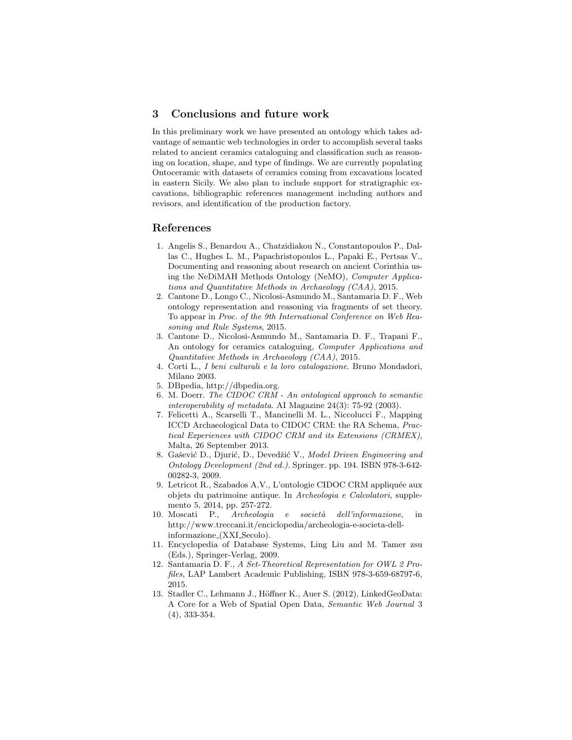## 3 Conclusions and future work

In this preliminary work we have presented an ontology which takes advantage of semantic web technologies in order to accomplish several tasks related to ancient ceramics cataloguing and classification such as reasoning on location, shape, and type of findings. We are currently populating Ontoceramic with datasets of ceramics coming from excavations located in eastern Sicily. We also plan to include support for stratigraphic excavations, bibliographic references management including authors and revisors, and identification of the production factory.

## References

1. Angelis S., Benardou A., Chatzidiakou N., Constantopoulos P., Dallas C., Hughes L. M., Papachristopoulos L., Papaki E., Pertsas V., Documenting and reasoning about research on ancient Corinthia using the NeDiMAH Methods Ontology (NeMO), *Computer Applications and Quantitative Methods in Archaeology (CAA)*, 2015.
2. Cantone D., Longo C., Nicolosi-Asmundo M., Santamaria D. F., Web ontology representation and reasoning via fragments of set theory. To appear in *Proc. of the 9th International Conference on Web Reasoning and Rule Systems*, 2015.
3. Cantone D., Nicolosi-Asmundo M., Santamaria D. F., Trapani F., An ontology for ceramics cataloguing, *Computer Applications and Quantitative Methods in Archaeology (CAA)*, 2015.
4. Corti L., *I beni culturali e la loro catalogazione*. Bruno Mondadori, Milano 2003.
5. DBpedia, http://dbpedia.org.
6. M. Doerr. *The CIDOC CRM - An ontological approach to semantic interoperability of metadata*. AI Magazine 24(3): 75-92 (2003).
7. Felicetti A., Scarselli T., Mancinelli M. L., Niccolucci F., Mapping ICCD Archaeological Data to CIDOC CRM: the RA Schema, *Practical Experiences with CIDOC CRM and its Extensions (CRMEX)*, Malta, 26 September 2013.
8. Gašević D., Djurić, D., Devedžić V., *Model Driven Engineering and Ontology Development (2nd ed.)*. Springer. pp. 194. ISBN 978-3-642-00282-3, 2009.
9. Letricot R., Szabados A.V., L'ontologie CIDOC CRM appliquée aux objets du patrimoine antique. In *Archeologia e Calcolatori*, supplemento 5, 2014, pp. 257-272.
10. Moscati P., *Archeologia e società dell'informazione*, in http://www.treccani.it/enciclopedia/archeologia-e-societa-dell-informazione_(XXI_Secolo).
11. Encyclopedia of Database Systems, Ling Liu and M. Tamer zsu (Eds.), Springer-Verlag, 2009.
12. Santamaria D. F., *A Set-Theoretical Representation for OWL 2 Profiles*, LAP Lambert Academic Publishing, ISBN 978-3-659-68797-6, 2015.
13. Stadler C., Lehmann J., Höffner K., Auer S. (2012), LinkedGeoData: A Core for a Web of Spatial Open Data, *Semantic Web Journal* 3 (4), 333-354.